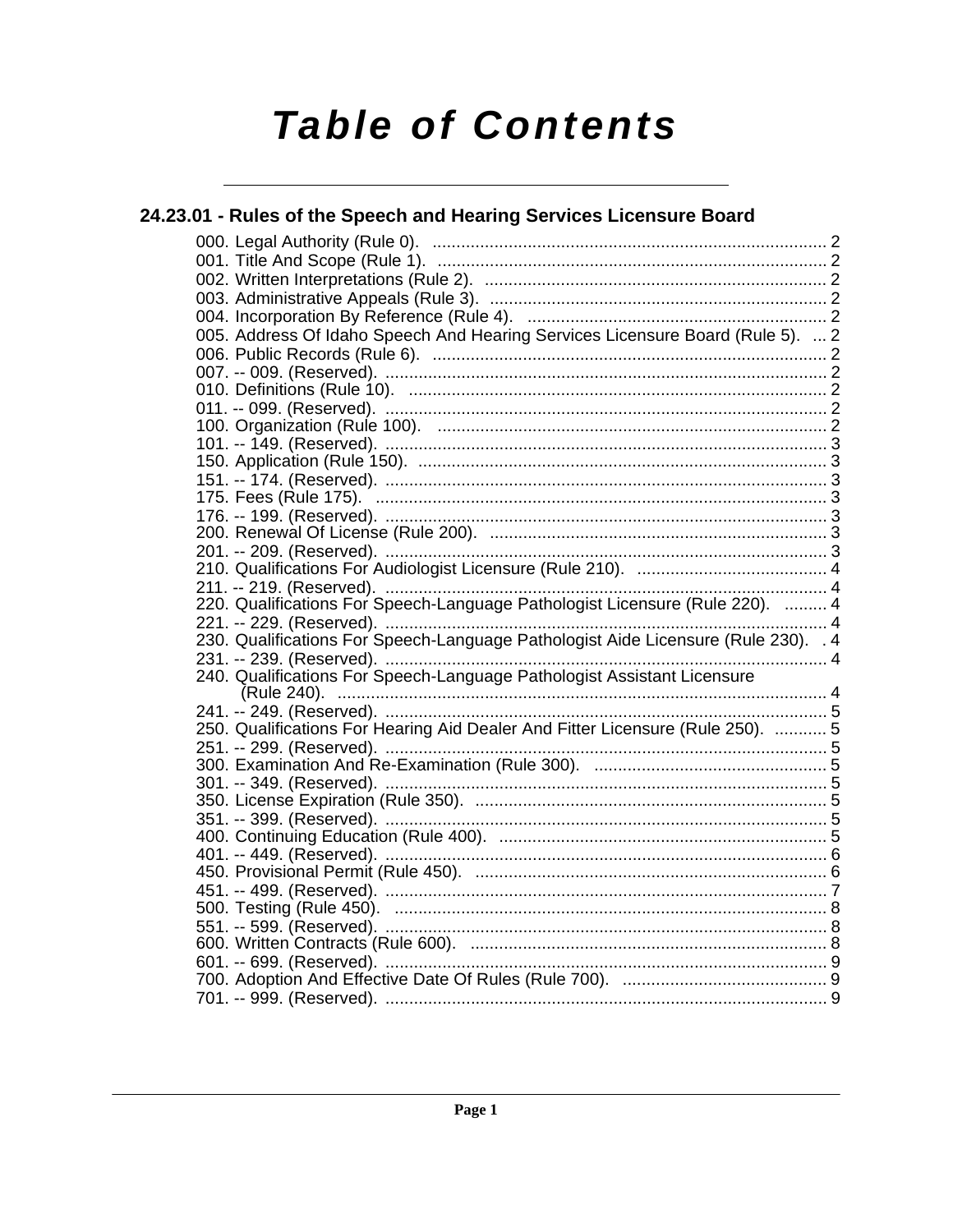# Table of Contents

## 24.23.01 - Rules of the Speech and Hearing Services Licensure Board

000. Legal Authority (Rule 0). .................................................................................. 2
001. Title And Scope (Rule 1). .................................................................................. 2
002. Written Interpretations (Rule 2). ........................................................................ 2
003. Administrative Appeals (Rule 3). ....................................................................... 2
004. Incorporation By Reference (Rule 4). ............................................................... 2
005. Address Of Idaho Speech And Hearing Services Licensure Board (Rule 5). ... 2
006. Public Records (Rule 6). .................................................................................. 2
007. -- 009. (Reserved). ............................................................................................ 2
010. Definitions (Rule 10). ........................................................................................ 2
011. -- 099. (Reserved). ............................................................................................ 2
100. Organization (Rule 100). .................................................................................. 2
101. -- 149. (Reserved). ............................................................................................ 3
150. Application (Rule 150). ...................................................................................... 3
151. -- 174. (Reserved). ............................................................................................ 3
175. Fees (Rule 175). ............................................................................................... 3
176. -- 199. (Reserved). ............................................................................................ 3
200. Renewal Of License (Rule 200). ....................................................................... 3
201. -- 209. (Reserved). ............................................................................................ 3
210. Qualifications For Audiologist Licensure (Rule 210). ........................................ 4
211. -- 219. (Reserved). ............................................................................................ 4
220. Qualifications For Speech-Language Pathologist Licensure (Rule 220). ......... 4
221. -- 229. (Reserved). ............................................................................................ 4
230. Qualifications For Speech-Language Pathologist Aide Licensure (Rule 230). . 4
231. -- 239. (Reserved). ............................................................................................ 4
240. Qualifications For Speech-Language Pathologist Assistant Licensure (Rule 240). ...................................................................................................... 4
241. -- 249. (Reserved). ............................................................................................ 5
250. Qualifications For Hearing Aid Dealer And Fitter Licensure (Rule 250). ........... 5
251. -- 299. (Reserved). ............................................................................................ 5
300. Examination And Re-Examination (Rule 300). ................................................. 5
301. -- 349. (Reserved). ............................................................................................ 5
350. License Expiration (Rule 350). .......................................................................... 5
351. -- 399. (Reserved). ............................................................................................ 5
400. Continuing Education (Rule 400). ..................................................................... 5
401. -- 449. (Reserved). ............................................................................................ 6
450. Provisional Permit (Rule 450). .......................................................................... 6
451. -- 499. (Reserved). ............................................................................................ 7
500. Testing (Rule 450). ........................................................................................... 8
551. -- 599. (Reserved). ............................................................................................ 8
600. Written Contracts (Rule 600). ........................................................................... 8
601. -- 699. (Reserved). ............................................................................................ 9
700. Adoption And Effective Date Of Rules (Rule 700). ........................................... 9
701. -- 999. (Reserved). ............................................................................................ 9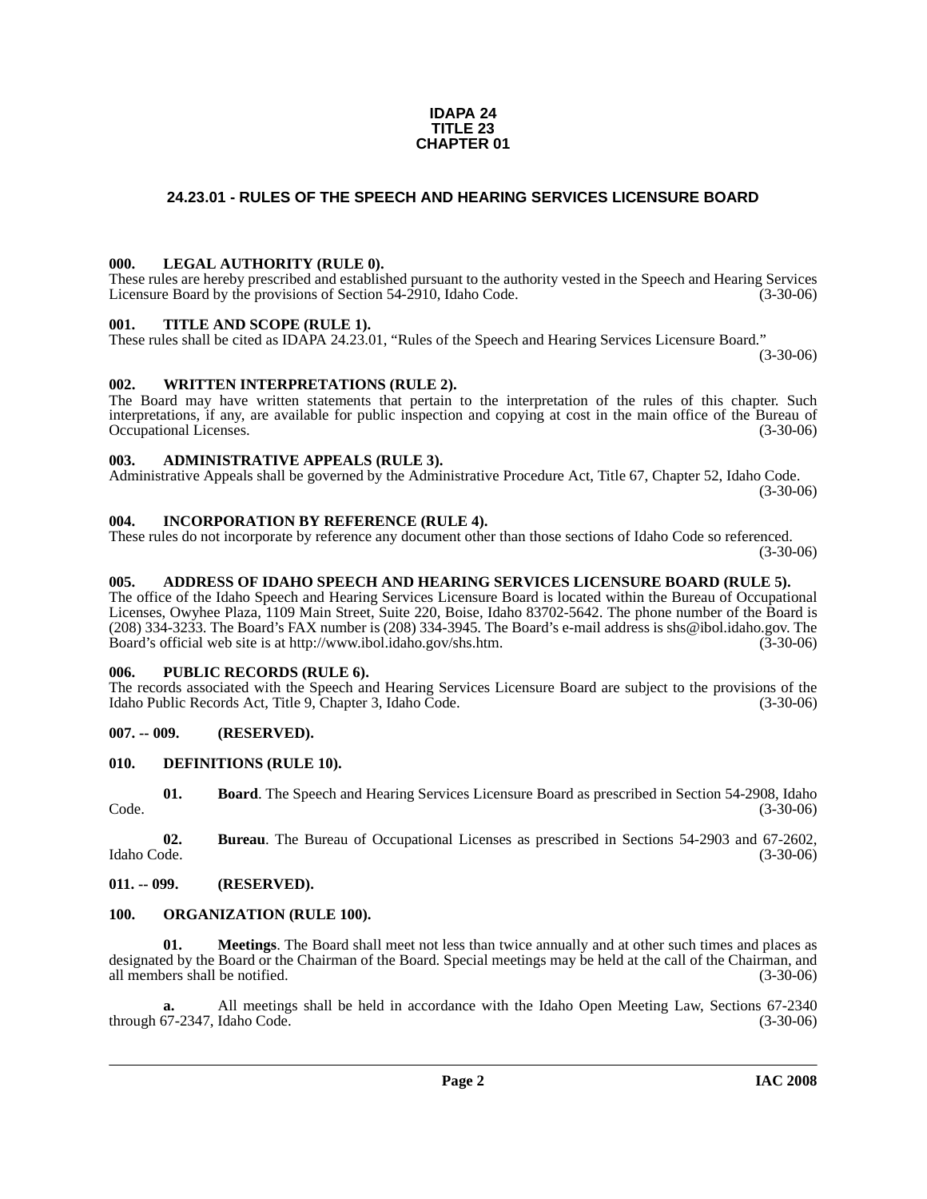**IDAPA 24**
**TITLE 23**
**CHAPTER 01**

## 24.23.01 - RULES OF THE SPEECH AND HEARING SERVICES LICENSURE BOARD

### 000. LEGAL AUTHORITY (RULE 0).

These rules are hereby prescribed and established pursuant to the authority vested in the Speech and Hearing Services Licensure Board by the provisions of Section 54-2910, Idaho Code. (3-30-06)

### 001. TITLE AND SCOPE (RULE 1).

These rules shall be cited as IDAPA 24.23.01, "Rules of the Speech and Hearing Services Licensure Board." (3-30-06)

### 002. WRITTEN INTERPRETATIONS (RULE 2).

The Board may have written statements that pertain to the interpretation of the rules of this chapter. Such interpretations, if any, are available for public inspection and copying at cost in the main office of the Bureau of Occupational Licenses. (3-30-06)

### 003. ADMINISTRATIVE APPEALS (RULE 3).

Administrative Appeals shall be governed by the Administrative Procedure Act, Title 67, Chapter 52, Idaho Code. (3-30-06)

### 004. INCORPORATION BY REFERENCE (RULE 4).

These rules do not incorporate by reference any document other than those sections of Idaho Code so referenced. (3-30-06)

### 005. ADDRESS OF IDAHO SPEECH AND HEARING SERVICES LICENSURE BOARD (RULE 5).

The office of the Idaho Speech and Hearing Services Licensure Board is located within the Bureau of Occupational Licenses, Owyhee Plaza, 1109 Main Street, Suite 220, Boise, Idaho 83702-5642. The phone number of the Board is (208) 334-3233. The Board's FAX number is (208) 334-3945. The Board's e-mail address is shs@ibol.idaho.gov. The Board's official web site is at http://www.ibol.idaho.gov/shs.htm. (3-30-06)

### 006. PUBLIC RECORDS (RULE 6).

The records associated with the Speech and Hearing Services Licensure Board are subject to the provisions of the Idaho Public Records Act, Title 9, Chapter 3, Idaho Code. (3-30-06)

### 007. -- 009. (RESERVED).

### 010. DEFINITIONS (RULE 10).

**01. Board**. The Speech and Hearing Services Licensure Board as prescribed in Section 54-2908, Idaho Code. (3-30-06)

**02. Bureau**. The Bureau of Occupational Licenses as prescribed in Sections 54-2903 and 67-2602, Idaho Code. (3-30-06)

### 011. -- 099. (RESERVED).

### 100. ORGANIZATION (RULE 100).

**01. Meetings**. The Board shall meet not less than twice annually and at other such times and places as designated by the Board or the Chairman of the Board. Special meetings may be held at the call of the Chairman, and all members shall be notified. (3-30-06)

**a.** All meetings shall be held in accordance with the Idaho Open Meeting Law, Sections 67-2340 through 67-2347, Idaho Code. (3-30-06)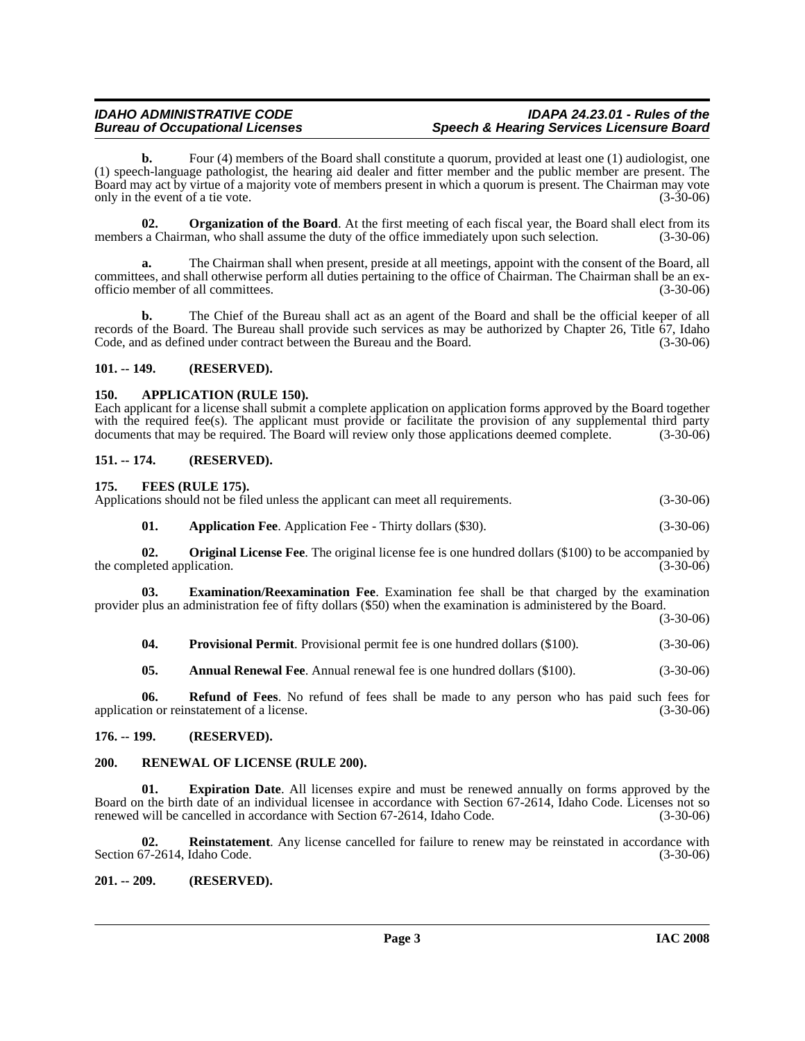**b.** Four (4) members of the Board shall constitute a quorum, provided at least one (1) audiologist, one (1) speech-language pathologist, the hearing aid dealer and fitter member and the public member are present. The Board may act by virtue of a majority vote of members present in which a quorum is present. The Chairman may vote only in the event of a tie vote. (3-30-06)

**02. Organization of the Board**. At the first meeting of each fiscal year, the Board shall elect from its members a Chairman, who shall assume the duty of the office immediately upon such selection. (3-30-06)

**a.** The Chairman shall when present, preside at all meetings, appoint with the consent of the Board, all committees, and shall otherwise perform all duties pertaining to the office of Chairman. The Chairman shall be an ex-officio member of all committees. (3-30-06)

**b.** The Chief of the Bureau shall act as an agent of the Board and shall be the official keeper of all records of the Board. The Bureau shall provide such services as may be authorized by Chapter 26, Title 67, Idaho Code, and as defined under contract between the Bureau and the Board. (3-30-06)

## 101. -- 149. (RESERVED).

## 150. APPLICATION (RULE 150).

Each applicant for a license shall submit a complete application on application forms approved by the Board together with the required fee(s). The applicant must provide or facilitate the provision of any supplemental third party documents that may be required. The Board will review only those applications deemed complete. (3-30-06)

## 151. -- 174. (RESERVED).

## 175. FEES (RULE 175).

Applications should not be filed unless the applicant can meet all requirements. (3-30-06)

**01. Application Fee**. Application Fee - Thirty dollars ($30). (3-30-06)

**02. Original License Fee**. The original license fee is one hundred dollars ($100) to be accompanied by the completed application. (3-30-06)

**03. Examination/Reexamination Fee**. Examination fee shall be that charged by the examination provider plus an administration fee of fifty dollars ($50) when the examination is administered by the Board. (3-30-06)

**04. Provisional Permit**. Provisional permit fee is one hundred dollars ($100). (3-30-06)

**05. Annual Renewal Fee**. Annual renewal fee is one hundred dollars ($100). (3-30-06)

**06. Refund of Fees**. No refund of fees shall be made to any person who has paid such fees for application or reinstatement of a license. (3-30-06)

## 176. -- 199. (RESERVED).

## 200. RENEWAL OF LICENSE (RULE 200).

**01. Expiration Date**. All licenses expire and must be renewed annually on forms approved by the Board on the birth date of an individual licensee in accordance with Section 67-2614, Idaho Code. Licenses not so renewed will be cancelled in accordance with Section 67-2614, Idaho Code. (3-30-06)

**02. Reinstatement**. Any license cancelled for failure to renew may be reinstated in accordance with Section 67-2614, Idaho Code. (3-30-06)

## 201. -- 209. (RESERVED).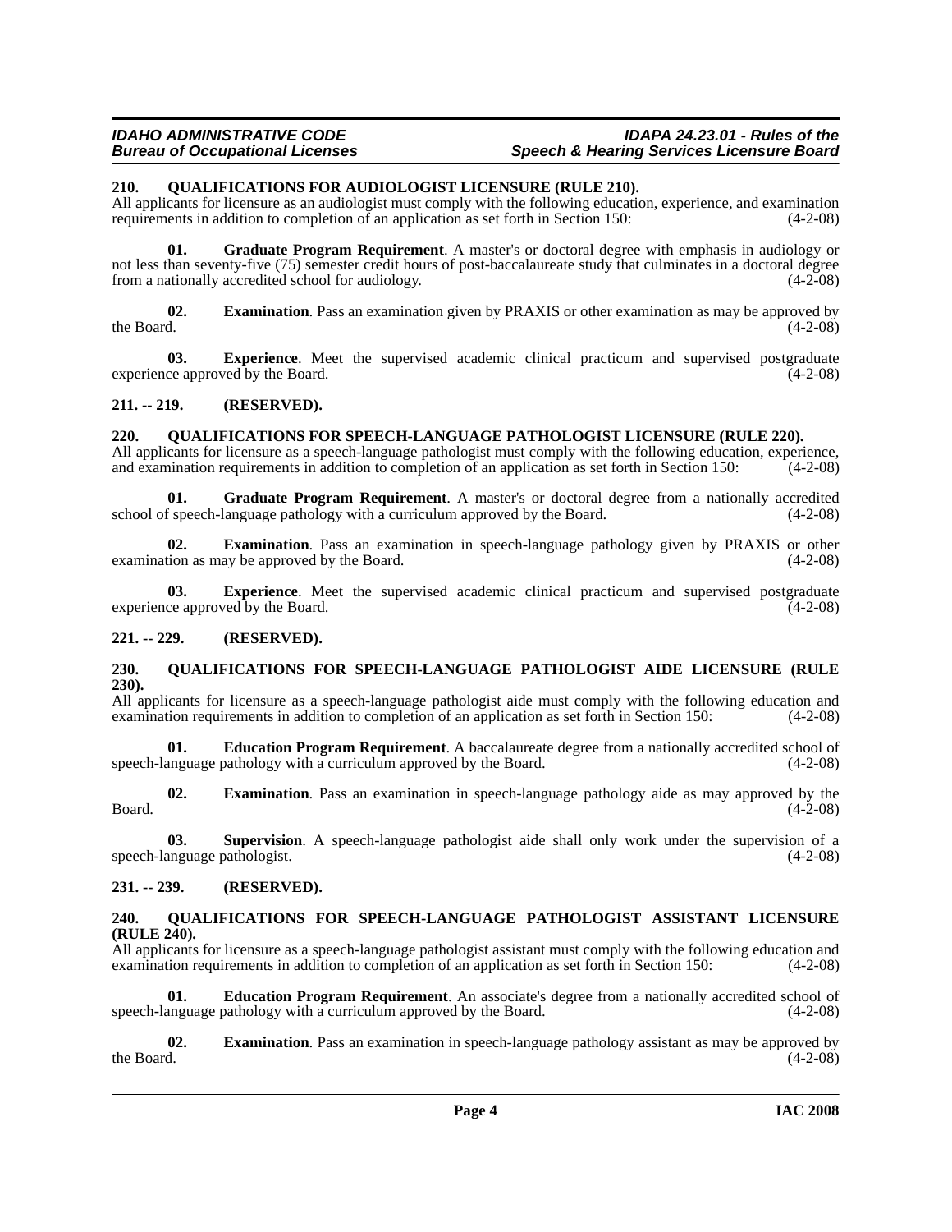### 210. QUALIFICATIONS FOR AUDIOLOGIST LICENSURE (RULE 210).

All applicants for licensure as an audiologist must comply with the following education, experience, and examination requirements in addition to completion of an application as set forth in Section 150: (4-2-08)

**01. Graduate Program Requirement**. A master's or doctoral degree with emphasis in audiology or not less than seventy-five (75) semester credit hours of post-baccalaureate study that culminates in a doctoral degree from a nationally accredited school for audiology. (4-2-08)

**02. Examination**. Pass an examination given by PRAXIS or other examination as may be approved by the Board. (4-2-08)

**03. Experience**. Meet the supervised academic clinical practicum and supervised postgraduate experience approved by the Board. (4-2-08)

### 211. -- 219. (RESERVED).

### 220. QUALIFICATIONS FOR SPEECH-LANGUAGE PATHOLOGIST LICENSURE (RULE 220).

All applicants for licensure as a speech-language pathologist must comply with the following education, experience, and examination requirements in addition to completion of an application as set forth in Section 150: (4-2-08)

**01. Graduate Program Requirement**. A master's or doctoral degree from a nationally accredited school of speech-language pathology with a curriculum approved by the Board. (4-2-08)

**02. Examination**. Pass an examination in speech-language pathology given by PRAXIS or other examination as may be approved by the Board. (4-2-08)

**03. Experience**. Meet the supervised academic clinical practicum and supervised postgraduate experience approved by the Board. (4-2-08)

### 221. -- 229. (RESERVED).

### 230. QUALIFICATIONS FOR SPEECH-LANGUAGE PATHOLOGIST AIDE LICENSURE (RULE 230).

All applicants for licensure as a speech-language pathologist aide must comply with the following education and examination requirements in addition to completion of an application as set forth in Section 150: (4-2-08)

**01. Education Program Requirement**. A baccalaureate degree from a nationally accredited school of speech-language pathology with a curriculum approved by the Board. (4-2-08)

**02. Examination**. Pass an examination in speech-language pathology aide as may approved by the Board. (4-2-08)

**03. Supervision**. A speech-language pathologist aide shall only work under the supervision of a speech-language pathologist. (4-2-08)

### 231. -- 239. (RESERVED).

### 240. QUALIFICATIONS FOR SPEECH-LANGUAGE PATHOLOGIST ASSISTANT LICENSURE (RULE 240).

All applicants for licensure as a speech-language pathologist assistant must comply with the following education and examination requirements in addition to completion of an application as set forth in Section 150: (4-2-08)

**01. Education Program Requirement**. An associate's degree from a nationally accredited school of speech-language pathology with a curriculum approved by the Board. (4-2-08)

**02. Examination**. Pass an examination in speech-language pathology assistant as may be approved by the Board. (4-2-08)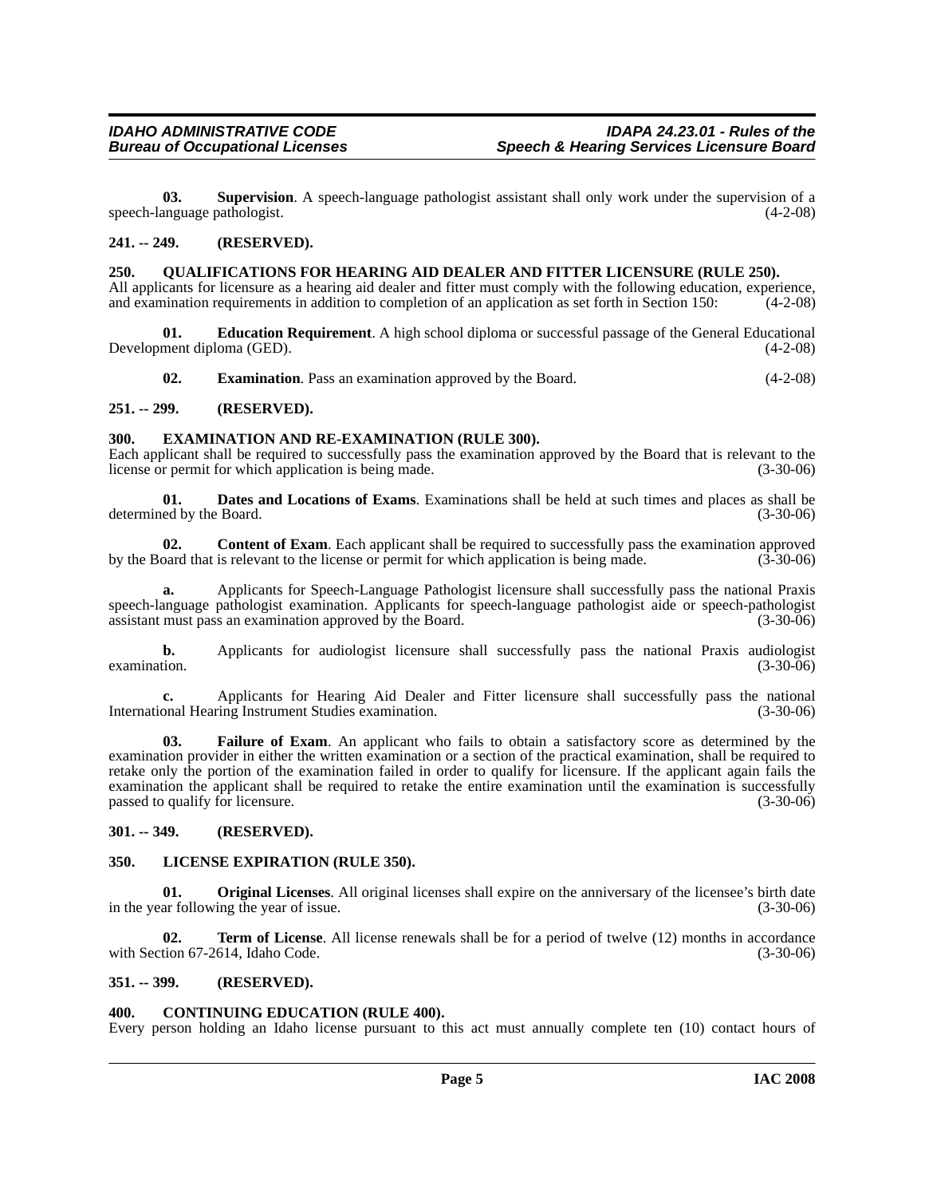**03. Supervision**. A speech-language pathologist assistant shall only work under the supervision of a speech-language pathologist. (4-2-08)

## 241. -- 249. (RESERVED).

## 250. QUALIFICATIONS FOR HEARING AID DEALER AND FITTER LICENSURE (RULE 250).

All applicants for licensure as a hearing aid dealer and fitter must comply with the following education, experience, and examination requirements in addition to completion of an application as set forth in Section 150: (4-2-08)

**01. Education Requirement**. A high school diploma or successful passage of the General Educational Development diploma (GED). (4-2-08)

**02. Examination**. Pass an examination approved by the Board. (4-2-08)

## 251. -- 299. (RESERVED).

## 300. EXAMINATION AND RE-EXAMINATION (RULE 300).

Each applicant shall be required to successfully pass the examination approved by the Board that is relevant to the license or permit for which application is being made. (3-30-06)

**01. Dates and Locations of Exams**. Examinations shall be held at such times and places as shall be determined by the Board. (3-30-06)

**02. Content of Exam**. Each applicant shall be required to successfully pass the examination approved by the Board that is relevant to the license or permit for which application is being made. (3-30-06)

**a.** Applicants for Speech-Language Pathologist licensure shall successfully pass the national Praxis speech-language pathologist examination. Applicants for speech-language pathologist aide or speech-pathologist assistant must pass an examination approved by the Board. (3-30-06)

**b.** Applicants for audiologist licensure shall successfully pass the national Praxis audiologist examination. (3-30-06)

**c.** Applicants for Hearing Aid Dealer and Fitter licensure shall successfully pass the national International Hearing Instrument Studies examination. (3-30-06)

**03. Failure of Exam**. An applicant who fails to obtain a satisfactory score as determined by the examination provider in either the written examination or a section of the practical examination, shall be required to retake only the portion of the examination failed in order to qualify for licensure. If the applicant again fails the examination the applicant shall be required to retake the entire examination until the examination is successfully passed to qualify for licensure. (3-30-06)

## 301. -- 349. (RESERVED).

## 350. LICENSE EXPIRATION (RULE 350).

**01. Original Licenses**. All original licenses shall expire on the anniversary of the licensee's birth date in the year following the year of issue. (3-30-06)

**02. Term of License**. All license renewals shall be for a period of twelve (12) months in accordance with Section 67-2614, Idaho Code. (3-30-06)

## 351. -- 399. (RESERVED).

## 400. CONTINUING EDUCATION (RULE 400).

Every person holding an Idaho license pursuant to this act must annually complete ten (10) contact hours of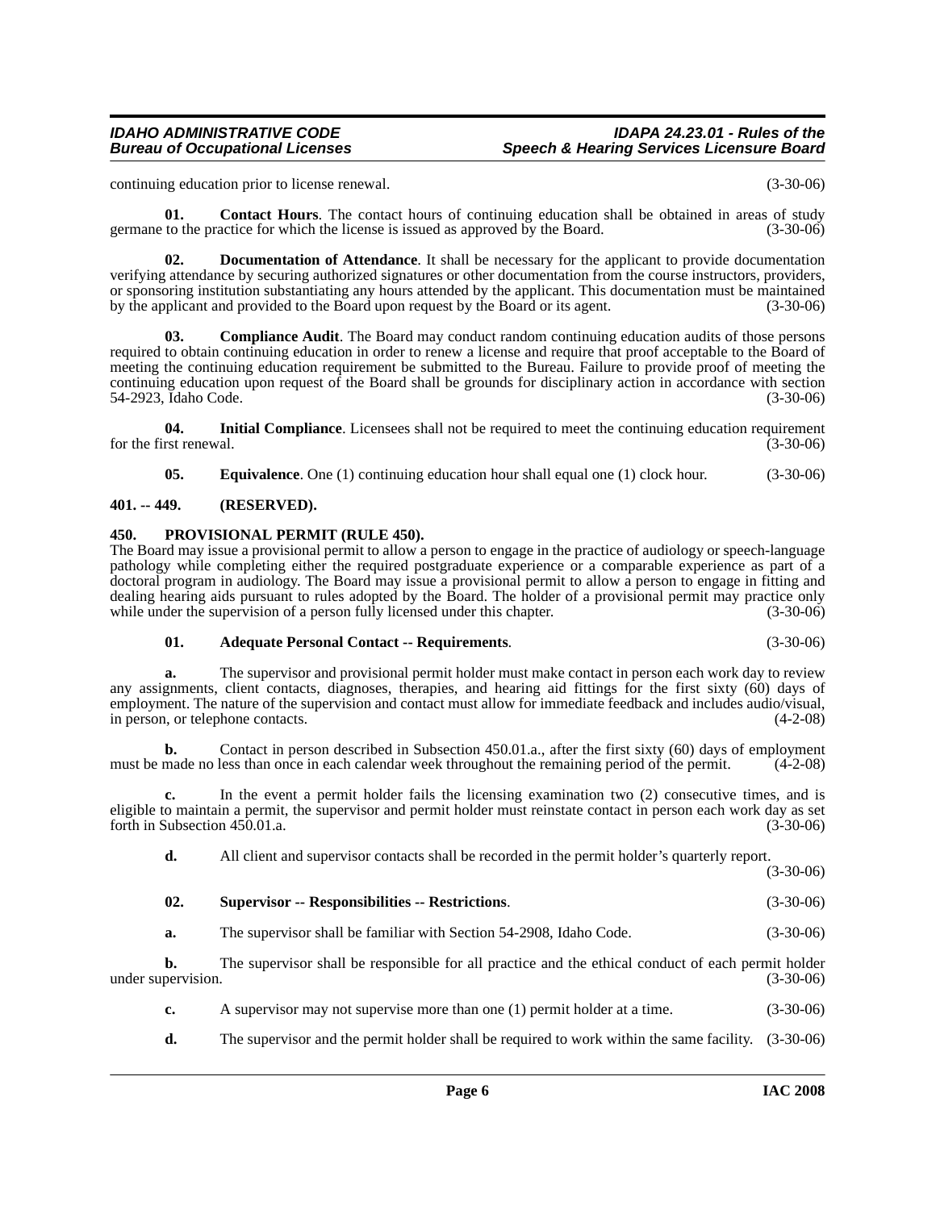continuing education prior to license renewal. (3-30-06)

**01. Contact Hours**. The contact hours of continuing education shall be obtained in areas of study germane to the practice for which the license is issued as approved by the Board. (3-30-06)

**02. Documentation of Attendance**. It shall be necessary for the applicant to provide documentation verifying attendance by securing authorized signatures or other documentation from the course instructors, providers, or sponsoring institution substantiating any hours attended by the applicant. This documentation must be maintained by the applicant and provided to the Board upon request by the Board or its agent. (3-30-06)

**03. Compliance Audit**. The Board may conduct random continuing education audits of those persons required to obtain continuing education in order to renew a license and require that proof acceptable to the Board of meeting the continuing education requirement be submitted to the Bureau. Failure to provide proof of meeting the continuing education upon request of the Board shall be grounds for disciplinary action in accordance with section 54-2923, Idaho Code. (3-30-06)

**04. Initial Compliance**. Licensees shall not be required to meet the continuing education requirement for the first renewal. (3-30-06)

**05. Equivalence**. One (1) continuing education hour shall equal one (1) clock hour. (3-30-06)

## 401. -- 449. (RESERVED).

## 450. PROVISIONAL PERMIT (RULE 450).

The Board may issue a provisional permit to allow a person to engage in the practice of audiology or speech-language pathology while completing either the required postgraduate experience or a comparable experience as part of a doctoral program in audiology. The Board may issue a provisional permit to allow a person to engage in fitting and dealing hearing aids pursuant to rules adopted by the Board. The holder of a provisional permit may practice only while under the supervision of a person fully licensed under this chapter. (3-30-06)

**01. Adequate Personal Contact -- Requirements**. (3-30-06)

**a.** The supervisor and provisional permit holder must make contact in person each work day to review any assignments, client contacts, diagnoses, therapies, and hearing aid fittings for the first sixty (60) days of employment. The nature of the supervision and contact must allow for immediate feedback and includes audio/visual, in person, or telephone contacts. (4-2-08)

**b.** Contact in person described in Subsection 450.01.a., after the first sixty (60) days of employment must be made no less than once in each calendar week throughout the remaining period of the permit. (4-2-08)

**c.** In the event a permit holder fails the licensing examination two (2) consecutive times, and is eligible to maintain a permit, the supervisor and permit holder must reinstate contact in person each work day as set forth in Subsection 450.01.a. (3-30-06)

**d.** All client and supervisor contacts shall be recorded in the permit holder's quarterly report. (3-30-06)

**02. Supervisor -- Responsibilities -- Restrictions**. (3-30-06)

**a.** The supervisor shall be familiar with Section 54-2908, Idaho Code. (3-30-06)

**b.** The supervisor shall be responsible for all practice and the ethical conduct of each permit holder under supervision. (3-30-06)

**c.** A supervisor may not supervise more than one (1) permit holder at a time. (3-30-06)

**d.** The supervisor and the permit holder shall be required to work within the same facility. (3-30-06)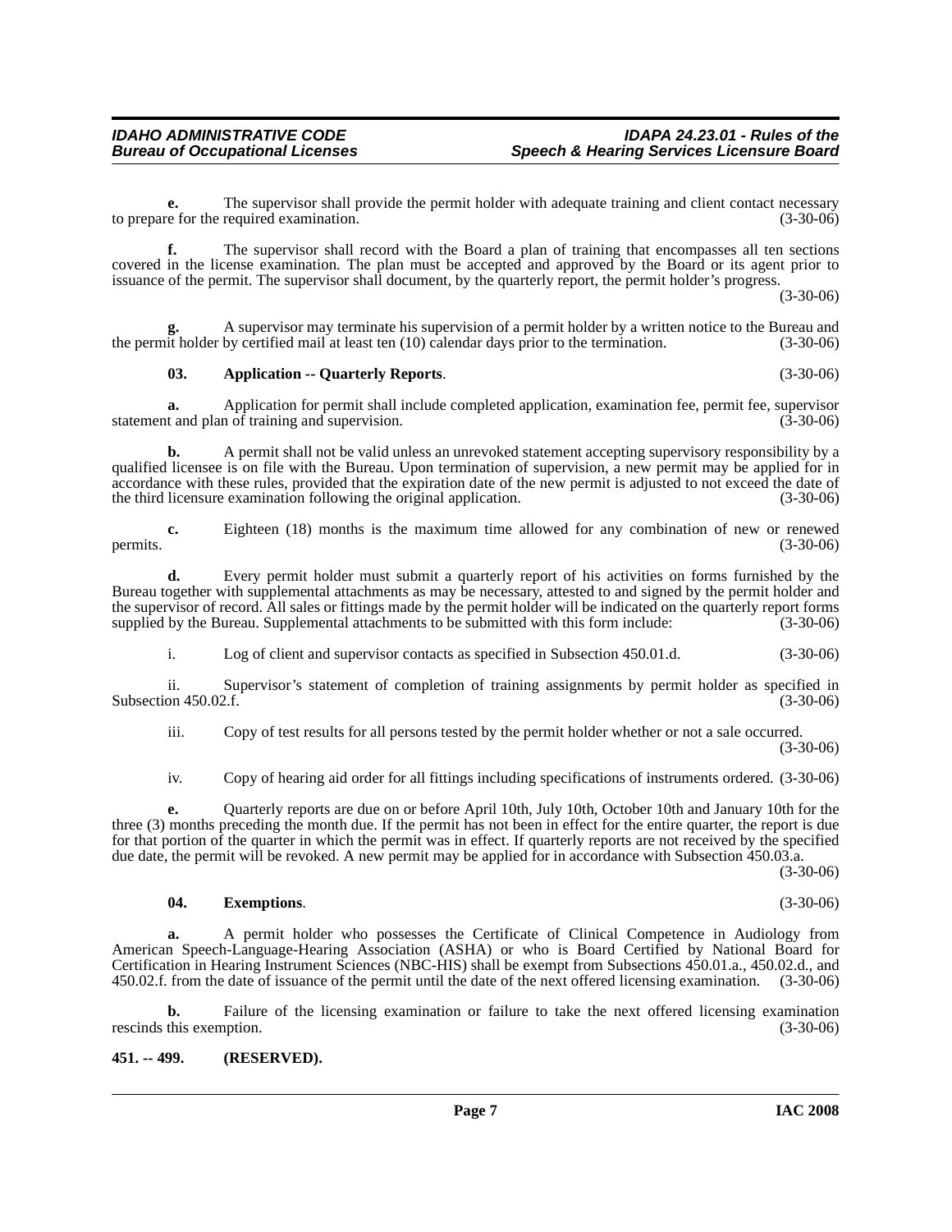**e.** The supervisor shall provide the permit holder with adequate training and client contact necessary to prepare for the required examination. (3-30-06)

**f.** The supervisor shall record with the Board a plan of training that encompasses all ten sections covered in the license examination. The plan must be accepted and approved by the Board or its agent prior to issuance of the permit. The supervisor shall document, by the quarterly report, the permit holder's progress. (3-30-06)

**g.** A supervisor may terminate his supervision of a permit holder by a written notice to the Bureau and the permit holder by certified mail at least ten (10) calendar days prior to the termination. (3-30-06)

**03. Application -- Quarterly Reports**. (3-30-06)

**a.** Application for permit shall include completed application, examination fee, permit fee, supervisor statement and plan of training and supervision. (3-30-06)

**b.** A permit shall not be valid unless an unrevoked statement accepting supervisory responsibility by a qualified licensee is on file with the Bureau. Upon termination of supervision, a new permit may be applied for in accordance with these rules, provided that the expiration date of the new permit is adjusted to not exceed the date of the third licensure examination following the original application. (3-30-06)

**c.** Eighteen (18) months is the maximum time allowed for any combination of new or renewed permits. (3-30-06)

**d.** Every permit holder must submit a quarterly report of his activities on forms furnished by the Bureau together with supplemental attachments as may be necessary, attested to and signed by the permit holder and the supervisor of record. All sales or fittings made by the permit holder will be indicated on the quarterly report forms supplied by the Bureau. Supplemental attachments to be submitted with this form include: (3-30-06)

i. Log of client and supervisor contacts as specified in Subsection 450.01.d. (3-30-06)

ii. Supervisor's statement of completion of training assignments by permit holder as specified in Subsection 450.02.f. (3-30-06)

iii. Copy of test results for all persons tested by the permit holder whether or not a sale occurred. (3-30-06)

iv. Copy of hearing aid order for all fittings including specifications of instruments ordered. (3-30-06)

**e.** Quarterly reports are due on or before April 10th, July 10th, October 10th and January 10th for the three (3) months preceding the month due. If the permit has not been in effect for the entire quarter, the report is due for that portion of the quarter in which the permit was in effect. If quarterly reports are not received by the specified due date, the permit will be revoked. A new permit may be applied for in accordance with Subsection 450.03.a. (3-30-06)

**04. Exemptions**. (3-30-06)

**a.** A permit holder who possesses the Certificate of Clinical Competence in Audiology from American Speech-Language-Hearing Association (ASHA) or who is Board Certified by National Board for Certification in Hearing Instrument Sciences (NBC-HIS) shall be exempt from Subsections 450.01.a., 450.02.d., and 450.02.f. from the date of issuance of the permit until the date of the next offered licensing examination. (3-30-06)

**b.** Failure of the licensing examination or failure to take the next offered licensing examination rescinds this exemption. (3-30-06)

**451. -- 499. (RESERVED).**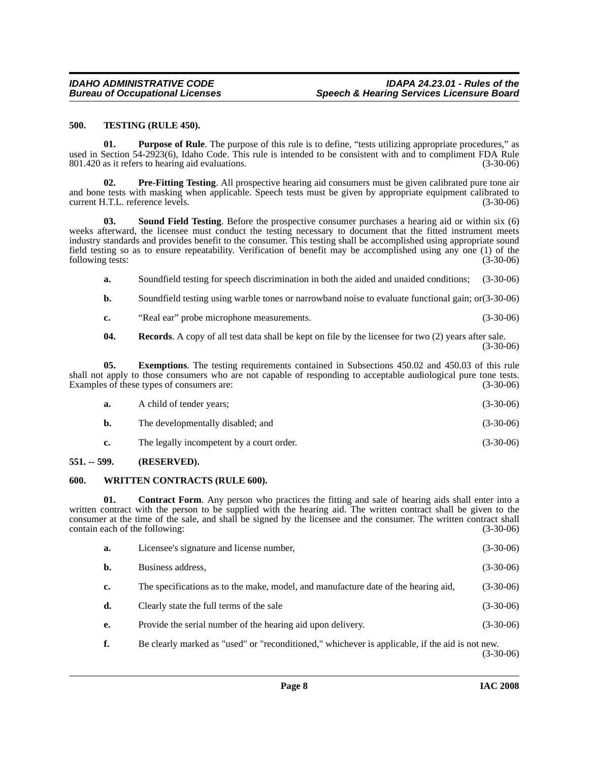**500. TESTING (RULE 450).**

**01. Purpose of Rule**. The purpose of this rule is to define, "tests utilizing appropriate procedures," as used in Section 54-2923(6), Idaho Code. This rule is intended to be consistent with and to compliment FDA Rule 801.420 as it refers to hearing aid evaluations. (3-30-06)

**02. Pre-Fitting Testing**. All prospective hearing aid consumers must be given calibrated pure tone air and bone tests with masking when applicable. Speech tests must be given by appropriate equipment calibrated to current H.T.L. reference levels. (3-30-06)

**03. Sound Field Testing**. Before the prospective consumer purchases a hearing aid or within six (6) weeks afterward, the licensee must conduct the testing necessary to document that the fitted instrument meets industry standards and provides benefit to the consumer. This testing shall be accomplished using appropriate sound field testing so as to ensure repeatability. Verification of benefit may be accomplished using any one (1) of the following tests: (3-30-06)

**a.** Soundfield testing for speech discrimination in both the aided and unaided conditions; (3-30-06)

**b.** Soundfield testing using warble tones or narrowband noise to evaluate functional gain; or(3-30-06)

**c.** "Real ear" probe microphone measurements. (3-30-06)

**04. Records**. A copy of all test data shall be kept on file by the licensee for two (2) years after sale. (3-30-06)

**05. Exemptions**. The testing requirements contained in Subsections 450.02 and 450.03 of this rule shall not apply to those consumers who are not capable of responding to acceptable audiological pure tone tests. Examples of these types of consumers are: (3-30-06)

**a.** A child of tender years; (3-30-06)

**b.** The developmentally disabled; and (3-30-06)

**c.** The legally incompetent by a court order. (3-30-06)

**551. -- 599. (RESERVED).**

**600. WRITTEN CONTRACTS (RULE 600).**

**01. Contract Form**. Any person who practices the fitting and sale of hearing aids shall enter into a written contract with the person to be supplied with the hearing aid. The written contract shall be given to the consumer at the time of the sale, and shall be signed by the licensee and the consumer. The written contract shall contain each of the following: (3-30-06)

**a.** Licensee's signature and license number, (3-30-06)

**b.** Business address, (3-30-06)

**c.** The specifications as to the make, model, and manufacture date of the hearing aid, (3-30-06)

**d.** Clearly state the full terms of the sale (3-30-06)

**e.** Provide the serial number of the hearing aid upon delivery. (3-30-06)

**f.** Be clearly marked as "used" or "reconditioned," whichever is applicable, if the aid is not new. (3-30-06)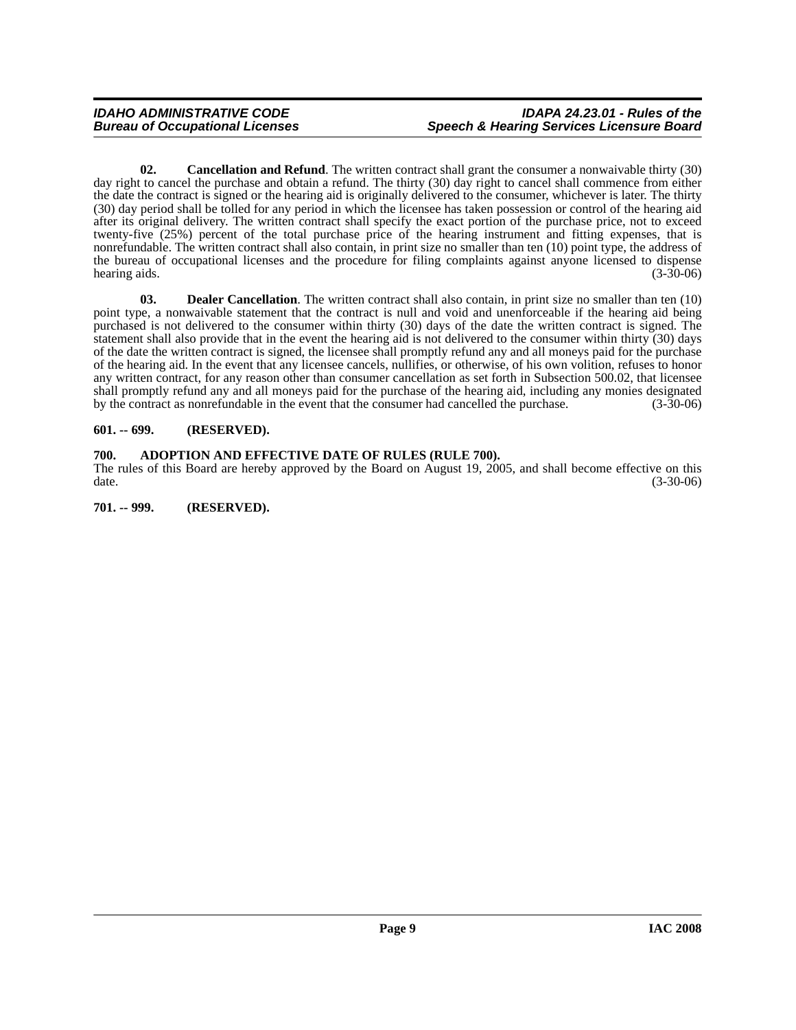**02. Cancellation and Refund**. The written contract shall grant the consumer a nonwaivable thirty (30) day right to cancel the purchase and obtain a refund. The thirty (30) day right to cancel shall commence from either the date the contract is signed or the hearing aid is originally delivered to the consumer, whichever is later. The thirty (30) day period shall be tolled for any period in which the licensee has taken possession or control of the hearing aid after its original delivery. The written contract shall specify the exact portion of the purchase price, not to exceed twenty-five (25%) percent of the total purchase price of the hearing instrument and fitting expenses, that is nonrefundable. The written contract shall also contain, in print size no smaller than ten (10) point type, the address of the bureau of occupational licenses and the procedure for filing complaints against anyone licensed to dispense hearing aids. (3-30-06)

**03. Dealer Cancellation**. The written contract shall also contain, in print size no smaller than ten (10) point type, a nonwaivable statement that the contract is null and void and unenforceable if the hearing aid being purchased is not delivered to the consumer within thirty (30) days of the date the written contract is signed. The statement shall also provide that in the event the hearing aid is not delivered to the consumer within thirty (30) days of the date the written contract is signed, the licensee shall promptly refund any and all moneys paid for the purchase of the hearing aid. In the event that any licensee cancels, nullifies, or otherwise, of his own volition, refuses to honor any written contract, for any reason other than consumer cancellation as set forth in Subsection 500.02, that licensee shall promptly refund any and all moneys paid for the purchase of the hearing aid, including any monies designated by the contract as nonrefundable in the event that the consumer had cancelled the purchase. (3-30-06)

**601. -- 699. (RESERVED).**

**700. ADOPTION AND EFFECTIVE DATE OF RULES (RULE 700).**

The rules of this Board are hereby approved by the Board on August 19, 2005, and shall become effective on this date. (3-30-06)

**701. -- 999. (RESERVED).**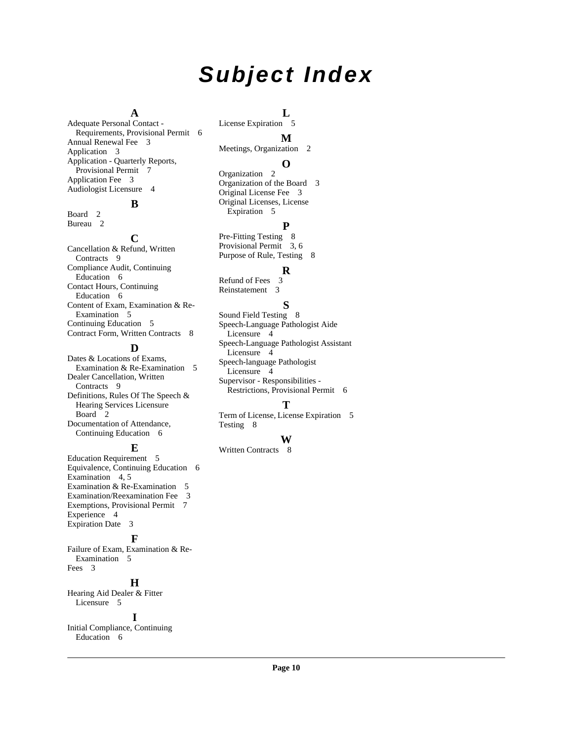# *Subject Index*

### A

Adequate Personal Contact - Requirements, Provisional Permit 6
Annual Renewal Fee 3
Application 3
Application - Quarterly Reports, Provisional Permit 7
Application Fee 3
Audiologist Licensure 4

### B

Board 2
Bureau 2

### C

Cancellation & Refund, Written Contracts 9
Compliance Audit, Continuing Education 6
Contact Hours, Continuing Education 6
Content of Exam, Examination & Re-Examination 5
Continuing Education 5
Contract Form, Written Contracts 8

### D

Dates & Locations of Exams, Examination & Re-Examination 5
Dealer Cancellation, Written Contracts 9
Definitions, Rules Of The Speech & Hearing Services Licensure Board 2
Documentation of Attendance, Continuing Education 6

### E

Education Requirement 5
Equivalence, Continuing Education 6
Examination 4, 5
Examination & Re-Examination 5
Examination/Reexamination Fee 3
Exemptions, Provisional Permit 7
Experience 4
Expiration Date 3

### F

Failure of Exam, Examination & Re-Examination 5
Fees 3

### H

Hearing Aid Dealer & Fitter Licensure 5

### I

Initial Compliance, Continuing Education 6

### L

License Expiration 5

### M

Meetings, Organization 2

### O

Organization 2
Organization of the Board 3
Original License Fee 3
Original Licenses, License Expiration 5

### P

Pre-Fitting Testing 8
Provisional Permit 3, 6
Purpose of Rule, Testing 8

### R

Refund of Fees 3
Reinstatement 3

### S

Sound Field Testing 8
Speech-Language Pathologist Aide Licensure 4
Speech-Language Pathologist Assistant Licensure 4
Speech-language Pathologist Licensure 4
Supervisor - Responsibilities - Restrictions, Provisional Permit 6

### T

Term of License, License Expiration 5
Testing 8

### W

Written Contracts 8